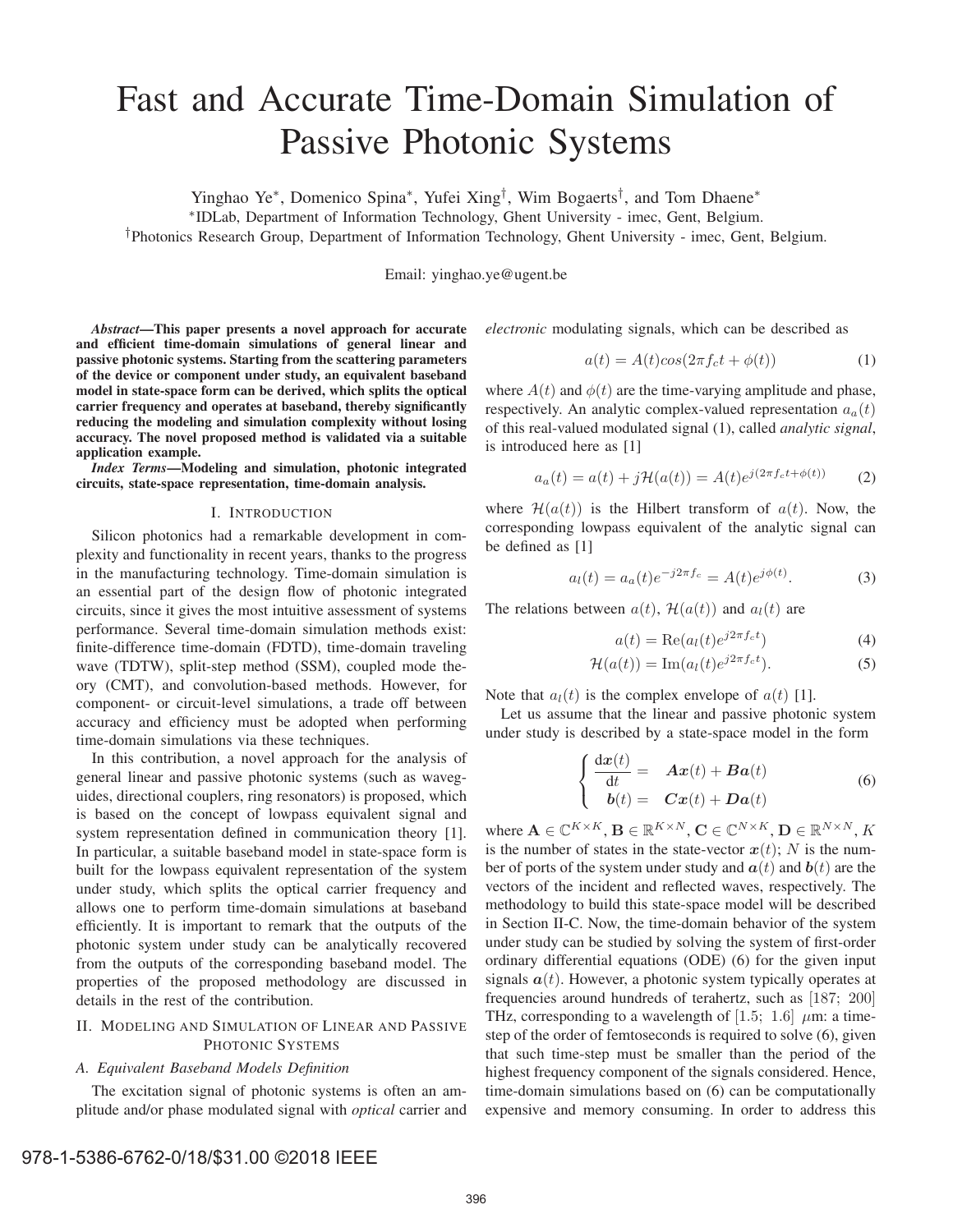# Fast and Accurate Time-Domain Simulation of Passive Photonic Systems

Yinghao Ye*, Domenico Spina*, Yufei Xing†, Wim Bogaerts†, and Tom Dhaene*

*IDLab, Department of Information Technology, Ghent University - imec, Gent, Belgium.

†Photonics Research Group, Department of Information Technology, Ghent University - imec, Gent, Belgium.

Email: yinghao.ye@ugent.be

***Abstract*—This paper presents a novel approach for accurate and efficient time-domain simulations of general linear and passive photonic systems. Starting from the scattering parameters of the device or component under study, an equivalent baseband model in state-space form can be derived, which splits the optical carrier frequency and operates at baseband, thereby significantly reducing the modeling and simulation complexity without losing accuracy. The novel proposed method is validated via a suitable application example.**

***Index Terms*—Modeling and simulation, photonic integrated circuits, state-space representation, time-domain analysis.**

## I. Introduction

Silicon photonics had a remarkable development in complexity and functionality in recent years, thanks to the progress in the manufacturing technology. Time-domain simulation is an essential part of the design flow of photonic integrated circuits, since it gives the most intuitive assessment of systems performance. Several time-domain simulation methods exist: finite-difference time-domain (FDTD), time-domain traveling wave (TDTW), split-step method (SSM), coupled mode theory (CMT), and convolution-based methods. However, for component- or circuit-level simulations, a trade off between accuracy and efficiency must be adopted when performing time-domain simulations via these techniques.

In this contribution, a novel approach for the analysis of general linear and passive photonic systems (such as waveguides, directional couplers, ring resonators) is proposed, which is based on the concept of lowpass equivalent signal and system representation defined in communication theory [1]. In particular, a suitable baseband model in state-space form is built for the lowpass equivalent representation of the system under study, which splits the optical carrier frequency and allows one to perform time-domain simulations at baseband efficiently. It is important to remark that the outputs of the photonic system under study can be analytically recovered from the outputs of the corresponding baseband model. The properties of the proposed methodology are discussed in details in the rest of the contribution.

## II. Modeling and Simulation of Linear and Passive Photonic Systems

### A. Equivalent Baseband Models Definition

The excitation signal of photonic systems is often an amplitude and/or phase modulated signal with *optical* carrier and *electronic* modulating signals, which can be described as

$$a(t) = A(t)cos(2\pi f_c t + \phi(t)) \tag{1}$$

where $A(t)$ and $\phi(t)$ are the time-varying amplitude and phase, respectively. An analytic complex-valued representation $a_a(t)$ of this real-valued modulated signal (1), called *analytic signal*, is introduced here as [1]

$$a_a(t) = a(t) + j\mathcal{H}(a(t)) = A(t)e^{j(2\pi f_c t + \phi(t))} \tag{2}$$

where $\mathcal{H}(a(t))$ is the Hilbert transform of $a(t)$. Now, the corresponding lowpass equivalent of the analytic signal can be defined as [1]

$$a_l(t) = a_a(t)e^{-j2\pi f_c} = A(t)e^{j\phi(t)}. \tag{3}$$

The relations between $a(t)$, $\mathcal{H}(a(t))$ and $a_l(t)$ are

$$a(t) = \mathrm{Re}(a_l(t)e^{j2\pi f_c t}) \tag{4}$$

$$\mathcal{H}(a(t)) = \mathrm{Im}(a_l(t)e^{j2\pi f_c t}). \tag{5}$$

Note that $a_l(t)$ is the complex envelope of $a(t)$ [1].

Let us assume that the linear and passive photonic system under study is described by a state-space model in the form

$$\begin{cases} \dfrac{\mathrm{d}\boldsymbol{x}(t)}{\mathrm{d}t} = & \boldsymbol{A}\boldsymbol{x}(t) + \boldsymbol{B}\boldsymbol{a}(t) \\ \boldsymbol{b}(t) = & \boldsymbol{C}\boldsymbol{x}(t) + \boldsymbol{D}\boldsymbol{a}(t) \end{cases} \tag{6}$$

where $\mathbf{A} \in \mathbb{C}^{K\times K}$, $\mathbf{B} \in \mathbb{R}^{K\times N}$, $\mathbf{C} \in \mathbb{C}^{N\times K}$, $\mathbf{D} \in \mathbb{R}^{N\times N}$, $K$ is the number of states in the state-vector $\boldsymbol{x}(t)$; $N$ is the number of ports of the system under study and $\boldsymbol{a}(t)$ and $\boldsymbol{b}(t)$ are the vectors of the incident and reflected waves, respectively. The methodology to build this state-space model will be described in Section II-C. Now, the time-domain behavior of the system under study can be studied by solving the system of first-order ordinary differential equations (ODE) (6) for the given input signals $\boldsymbol{a}(t)$. However, a photonic system typically operates at frequencies around hundreds of terahertz, such as [187; 200] THz, corresponding to a wavelength of [1.5; 1.6] $\mu$m: a time-step of the order of femtoseconds is required to solve (6), given that such time-step must be smaller than the period of the highest frequency component of the signals considered. Hence, time-domain simulations based on (6) can be computationally expensive and memory consuming. In order to address this

978-1-5386-6762-0/18/$31.00 ©2018 IEEE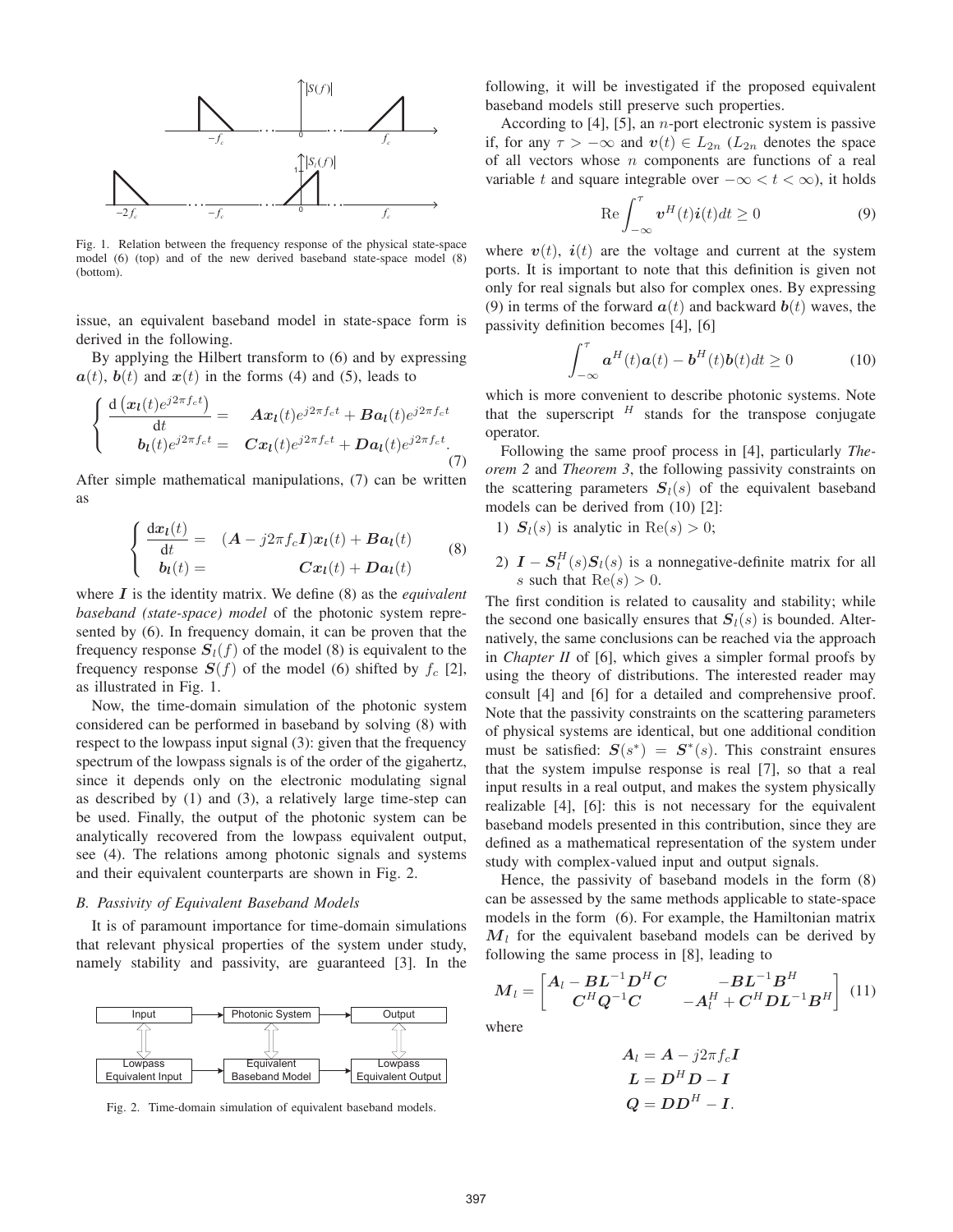Fig. 1. Relation between the frequency response of the physical state-space model (6) (top) and of the new derived baseband state-space model (8) (bottom).

issue, an equivalent baseband model in state-space form is derived in the following.

By applying the Hilbert transform to (6) and by expressing $\boldsymbol{a}(t)$, $\boldsymbol{b}(t)$ and $\boldsymbol{x}(t)$ in the forms (4) and (5), leads to

$$\begin{cases} \dfrac{\mathrm{d}\left(\boldsymbol{x_l}(t)e^{j2\pi f_c t}\right)}{\mathrm{d}t} = & \boldsymbol{A}\boldsymbol{x_l}(t)e^{j2\pi f_c t} + \boldsymbol{B}\boldsymbol{a_l}(t)e^{j2\pi f_c t} \\ \boldsymbol{b_l}(t)e^{j2\pi f_c t} = & \boldsymbol{C}\boldsymbol{x_l}(t)e^{j2\pi f_c t} + \boldsymbol{D}\boldsymbol{a_l}(t)e^{j2\pi f_c t}. \end{cases} \tag{7}$$

After simple mathematical manipulations, (7) can be written as

$$\begin{cases} \dfrac{\mathrm{d}\boldsymbol{x_l}(t)}{\mathrm{d}t} = & (\boldsymbol{A} - j2\pi f_c \boldsymbol{I})\boldsymbol{x_l}(t) + \boldsymbol{B}\boldsymbol{a_l}(t) \\ \boldsymbol{b_l}(t) = & \boldsymbol{C}\boldsymbol{x_l}(t) + \boldsymbol{D}\boldsymbol{a_l}(t) \end{cases} \tag{8}$$

where $\boldsymbol{I}$ is the identity matrix. We define (8) as the *equivalent baseband (state-space) model* of the photonic system represented by (6). In frequency domain, it can be proven that the frequency response $\boldsymbol{S}_l(f)$ of the model (8) is equivalent to the frequency response $\boldsymbol{S}(f)$ of the model (6) shifted by $f_c$ [2], as illustrated in Fig. 1.

Now, the time-domain simulation of the photonic system considered can be performed in baseband by solving (8) with respect to the lowpass input signal (3): given that the frequency spectrum of the lowpass signals is of the order of the gigahertz, since it depends only on the electronic modulating signal as described by (1) and (3), a relatively large time-step can be used. Finally, the output of the photonic system can be analytically recovered from the lowpass equivalent output, see (4). The relations among photonic signals and systems and their equivalent counterparts are shown in Fig. 2.

### B. Passivity of Equivalent Baseband Models

It is of paramount importance for time-domain simulations that relevant physical properties of the system under study, namely stability and passivity, are guaranteed [3]. In the following, it will be investigated if the proposed equivalent baseband models still preserve such properties.

Fig. 2. Time-domain simulation of equivalent baseband models.

According to [4], [5], an $n$-port electronic system is passive if, for any $\tau > -\infty$ and $\boldsymbol{v}(t) \in L_{2n}$ ($L_{2n}$ denotes the space of all vectors whose $n$ components are functions of a real variable $t$ and square integrable over $-\infty < t < \infty$), it holds

$$\mathrm{Re}\int_{-\infty}^{\tau} \boldsymbol{v}^H(t)\boldsymbol{i}(t)dt \geq 0 \tag{9}$$

where $\boldsymbol{v}(t)$, $\boldsymbol{i}(t)$ are the voltage and current at the system ports. It is important to note that this definition is given not only for real signals but also for complex ones. By expressing (9) in terms of the forward $\boldsymbol{a}(t)$ and backward $\boldsymbol{b}(t)$ waves, the passivity definition becomes [4], [6]

$$\int_{-\infty}^{\tau} \boldsymbol{a}^H(t)\boldsymbol{a}(t) - \boldsymbol{b}^H(t)\boldsymbol{b}(t)dt \geq 0 \tag{10}$$

which is more convenient to describe photonic systems. Note that the superscript $^H$ stands for the transpose conjugate operator.

Following the same proof process in [4], particularly *Theorem 2* and *Theorem 3*, the following passivity constraints on the scattering parameters $\boldsymbol{S}_l(s)$ of the equivalent baseband models can be derived from (10) [2]:

1) $\boldsymbol{S}_l(s)$ is analytic in $\mathrm{Re}(s) > 0$;
2) $\boldsymbol{I} - \boldsymbol{S}_l^H(s)\boldsymbol{S}_l(s)$ is a nonnegative-definite matrix for all $s$ such that $\mathrm{Re}(s) > 0$.

The first condition is related to causality and stability; while the second one basically ensures that $\boldsymbol{S}_l(s)$ is bounded. Alternatively, the same conclusions can be reached via the approach in *Chapter II* of [6], which gives a simpler formal proofs by using the theory of distributions. The interested reader may consult [4] and [6] for a detailed and comprehensive proof. Note that the passivity constraints on the scattering parameters of physical systems are identical, but one additional condition must be satisfied: $\boldsymbol{S}(s^*) = \boldsymbol{S}^*(s)$. This constraint ensures that the system impulse response is real [7], so that a real input results in a real output, and makes the system physically realizable [4], [6]: this is not necessary for the equivalent baseband models presented in this contribution, since they are defined as a mathematical representation of the system under study with complex-valued input and output signals.

Hence, the passivity of baseband models in the form (8) can be assessed by the same methods applicable to state-space models in the form (6). For example, the Hamiltonian matrix $\boldsymbol{M}_l$ for the equivalent baseband models can be derived by following the same process in [8], leading to

$$\boldsymbol{M}_l = \begin{bmatrix} \boldsymbol{A}_l - \boldsymbol{B}\boldsymbol{L}^{-1}\boldsymbol{D}^H\boldsymbol{C} & -\boldsymbol{B}\boldsymbol{L}^{-1}\boldsymbol{B}^H \\ \boldsymbol{C}^H\boldsymbol{Q}^{-1}\boldsymbol{C} & -\boldsymbol{A}_l^H + \boldsymbol{C}^H\boldsymbol{D}\boldsymbol{L}^{-1}\boldsymbol{B}^H \end{bmatrix} \tag{11}$$

where

$$\boldsymbol{A}_l = \boldsymbol{A} - j2\pi f_c \boldsymbol{I}$$
$$\boldsymbol{L} = \boldsymbol{D}^H\boldsymbol{D} - \boldsymbol{I}$$
$$\boldsymbol{Q} = \boldsymbol{D}\boldsymbol{D}^H - \boldsymbol{I}.$$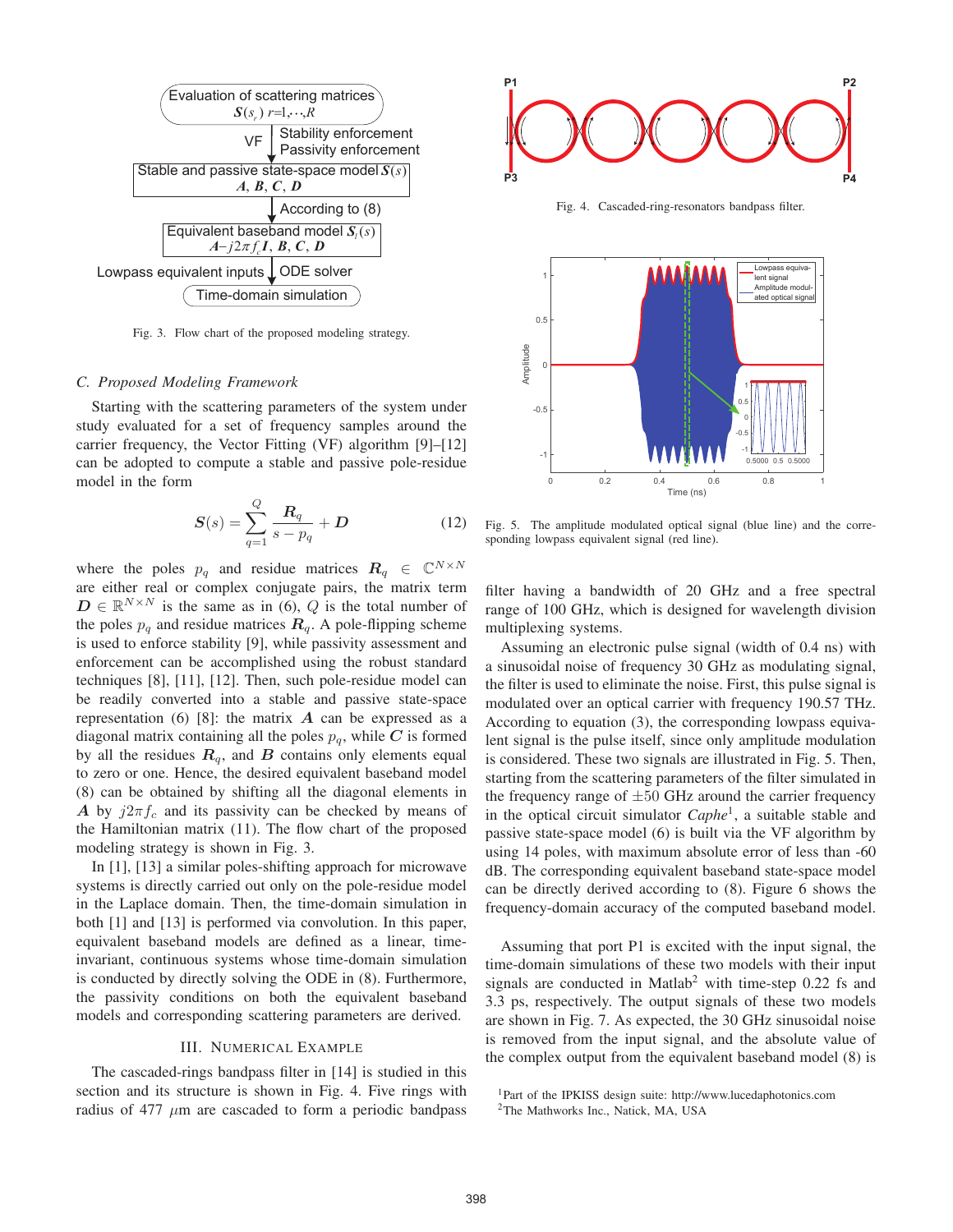Fig. 3. Flow chart of the proposed modeling strategy.

### C. Proposed Modeling Framework

Starting with the scattering parameters of the system under study evaluated for a set of frequency samples around the carrier frequency, the Vector Fitting (VF) algorithm [9]–[12] can be adopted to compute a stable and passive pole-residue model in the form

$$\boldsymbol{S}(s) = \sum_{q=1}^{Q} \frac{\boldsymbol{R}_q}{s - p_q} + \boldsymbol{D} \tag{12}$$

where the poles $p_q$ and residue matrices $\boldsymbol{R}_q \in \mathbb{C}^{N \times N}$ are either real or complex conjugate pairs, the matrix term $\boldsymbol{D} \in \mathbb{R}^{N \times N}$ is the same as in (6), $Q$ is the total number of the poles $p_q$ and residue matrices $\boldsymbol{R}_q$. A pole-flipping scheme is used to enforce stability [9], while passivity assessment and enforcement can be accomplished using the robust standard techniques [8], [11], [12]. Then, such pole-residue model can be readily converted into a stable and passive state-space representation (6) [8]: the matrix $\boldsymbol{A}$ can be expressed as a diagonal matrix containing all the poles $p_q$, while $\boldsymbol{C}$ is formed by all the residues $\boldsymbol{R}_q$, and $\boldsymbol{B}$ contains only elements equal to zero or one. Hence, the desired equivalent baseband model (8) can be obtained by shifting all the diagonal elements in $\boldsymbol{A}$ by $j2\pi f_c$ and its passivity can be checked by means of the Hamiltonian matrix (11). The flow chart of the proposed modeling strategy is shown in Fig. 3.

In [1], [13] a similar poles-shifting approach for microwave systems is directly carried out only on the pole-residue model in the Laplace domain. Then, the time-domain simulation in both [1] and [13] is performed via convolution. In this paper, equivalent baseband models are defined as a linear, time-invariant, continuous systems whose time-domain simulation is conducted by directly solving the ODE in (8). Furthermore, the passivity conditions on both the equivalent baseband models and corresponding scattering parameters are derived.

## III. Numerical Example

The cascaded-rings bandpass filter in [14] is studied in this section and its structure is shown in Fig. 4. Five rings with radius of 477 $\mu$m are cascaded to form a periodic bandpass filter having a bandwidth of 20 GHz and a free spectral range of 100 GHz, which is designed for wavelength division multiplexing systems.

Fig. 4. Cascaded-ring-resonators bandpass filter.

Fig. 5. The amplitude modulated optical signal (blue line) and the corresponding lowpass equivalent signal (red line).

Assuming an electronic pulse signal (width of 0.4 ns) with a sinusoidal noise of frequency 30 GHz as modulating signal, the filter is used to eliminate the noise. First, this pulse signal is modulated over an optical carrier with frequency 190.57 THz. According to equation (3), the corresponding lowpass equivalent signal is the pulse itself, since only amplitude modulation is considered. These two signals are illustrated in Fig. 5. Then, starting from the scattering parameters of the filter simulated in the frequency range of $\pm 50$ GHz around the carrier frequency in the optical circuit simulator *Caphe*[1], a suitable stable and passive state-space model (6) is built via the VF algorithm by using 14 poles, with maximum absolute error of less than -60 dB. The corresponding equivalent baseband state-space model can be directly derived according to (8). Figure 6 shows the frequency-domain accuracy of the computed baseband model.

Assuming that port P1 is excited with the input signal, the time-domain simulations of these two models with their input signals are conducted in Matlab[2] with time-step 0.22 fs and 3.3 ps, respectively. The output signals of these two models are shown in Fig. 7. As expected, the 30 GHz sinusoidal noise is removed from the input signal, and the absolute value of the complex output from the equivalent baseband model (8) is

[1] Part of the IPKISS design suite: http://www.lucedaphotonics.com
[2] The Mathworks Inc., Natick, MA, USA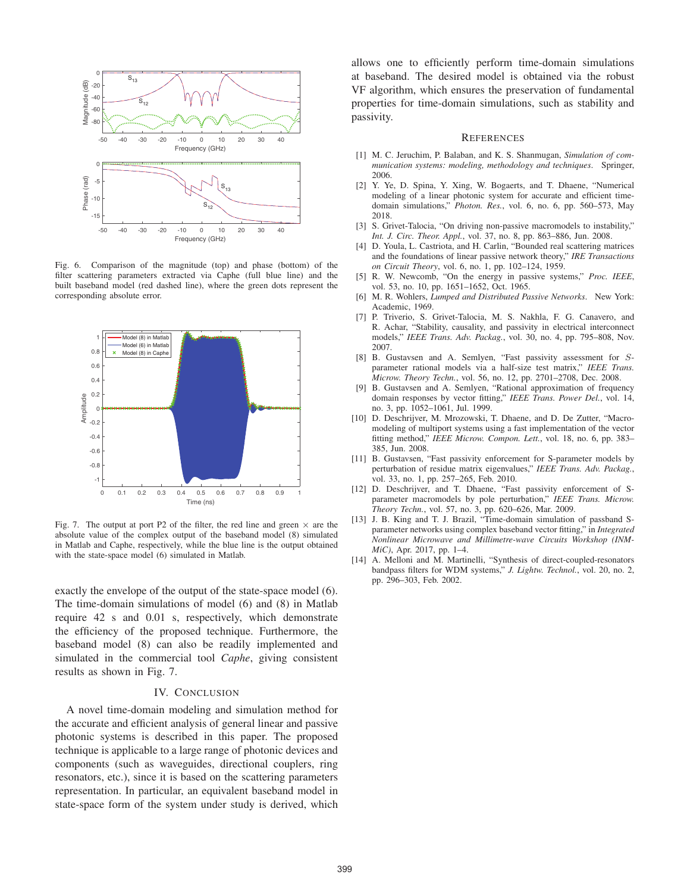0
-20
-40
-60
-80
$S_{13}$
$S_{12}$
Magnitude (dB)
-50 -40 -30 -20 -10 0 10 20 30 40
Frequency (GHz)

0
-5
-10
-15
Phase (rad)
$S_{13}$
$S_{12}$
-50 -40 -30 -20 -10 0 10 20 30 40
Frequency (GHz)

Fig. 6. Comparison of the magnitude (top) and phase (bottom) of the filter scattering parameters extracted via Caphe (full blue line) and the built baseband model (red dashed line), where the green dots represent the corresponding absolute error.

Model (8) in Matlab
Model (6) in Matlab
Model (8) in Caphe
1
0.8
0.6
0.4
0.2
0
-0.2
-0.4
-0.6
-0.8
-1
Amplitude
0 0.1 0.2 0.3 0.4 0.5 0.6 0.7 0.8 0.9 1
Time (ns)

Fig. 7. The output at port P2 of the filter, the red line and green × are the absolute value of the complex output of the baseband model (8) simulated in Matlab and Caphe, respectively, while the blue line is the output obtained with the state-space model (6) simulated in Matlab.

exactly the envelope of the output of the state-space model (6). The time-domain simulations of model (6) and (8) in Matlab require 42 s and 0.01 s, respectively, which demonstrate the efficiency of the proposed technique. Furthermore, the baseband model (8) can also be readily implemented and simulated in the commercial tool *Caphe*, giving consistent results as shown in Fig. 7.

## IV. Conclusion

A novel time-domain modeling and simulation method for the accurate and efficient analysis of general linear and passive photonic systems is described in this paper. The proposed technique is applicable to a large range of photonic devices and components (such as waveguides, directional couplers, ring resonators, etc.), since it is based on the scattering parameters representation. In particular, an equivalent baseband model in state-space form of the system under study is derived, which allows one to efficiently perform time-domain simulations at baseband. The desired model is obtained via the robust VF algorithm, which ensures the preservation of fundamental properties for time-domain simulations, such as stability and passivity.

## References

[1] M. C. Jeruchim, P. Balaban, and K. S. Shanmugan, *Simulation of communication systems: modeling, methodology and techniques*. Springer, 2006.

[2] Y. Ye, D. Spina, Y. Xing, W. Bogaerts, and T. Dhaene, "Numerical modeling of a linear photonic system for accurate and efficient time-domain simulations," *Photon. Res.*, vol. 6, no. 6, pp. 560–573, May 2018.

[3] S. Grivet-Talocia, "On driving non-passive macromodels to instability," *Int. J. Circ. Theor. Appl.*, vol. 37, no. 8, pp. 863–886, Jun. 2008.

[4] D. Youla, L. Castriota, and H. Carlin, "Bounded real scattering matrices and the foundations of linear passive network theory," *IRE Transactions on Circuit Theory*, vol. 6, no. 1, pp. 102–124, 1959.

[5] R. W. Newcomb, "On the energy in passive systems," *Proc. IEEE*, vol. 53, no. 10, pp. 1651–1652, Oct. 1965.

[6] M. R. Wohlers, *Lumped and Distributed Passive Networks*. New York: Academic, 1969.

[7] P. Triverio, S. Grivet-Talocia, M. S. Nakhla, F. G. Canavero, and R. Achar, "Stability, causality, and passivity in electrical interconnect models," *IEEE Trans. Adv. Packag.*, vol. 30, no. 4, pp. 795–808, Nov. 2007.

[8] B. Gustavsen and A. Semlyen, "Fast passivity assessment for $S$-parameter rational models via a half-size test matrix," *IEEE Trans. Microw. Theory Techn.*, vol. 56, no. 12, pp. 2701–2708, Dec. 2008.

[9] B. Gustavsen and A. Semlyen, "Rational approximation of frequency domain responses by vector fitting," *IEEE Trans. Power Del.*, vol. 14, no. 3, pp. 1052–1061, Jul. 1999.

[10] D. Deschrijver, M. Mrozowski, T. Dhaene, and D. De Zutter, "Macromodeling of multiport systems using a fast implementation of the vector fitting method," *IEEE Microw. Compon. Lett.*, vol. 18, no. 6, pp. 383–385, Jun. 2008.

[11] B. Gustavsen, "Fast passivity enforcement for S-parameter models by perturbation of residue matrix eigenvalues," *IEEE Trans. Adv. Packag.*, vol. 33, no. 1, pp. 257–265, Feb. 2010.

[12] D. Deschrijver, and T. Dhaene, "Fast passivity enforcement of S-parameter macromodels by pole perturbation," *IEEE Trans. Microw. Theory Techn.*, vol. 57, no. 3, pp. 620–626, Mar. 2009.

[13] J. B. King and T. J. Brazil, "Time-domain simulation of passband S-parameter networks using complex baseband vector fitting," in *Integrated Nonlinear Microwave and Millimetre-wave Circuits Workshop (INMMiC)*, Apr. 2017, pp. 1–4.

[14] A. Melloni and M. Martinelli, "Synthesis of direct-coupled-resonators bandpass filters for WDM systems," *J. Lightw. Technol.*, vol. 20, no. 2, pp. 296–303, Feb. 2002.